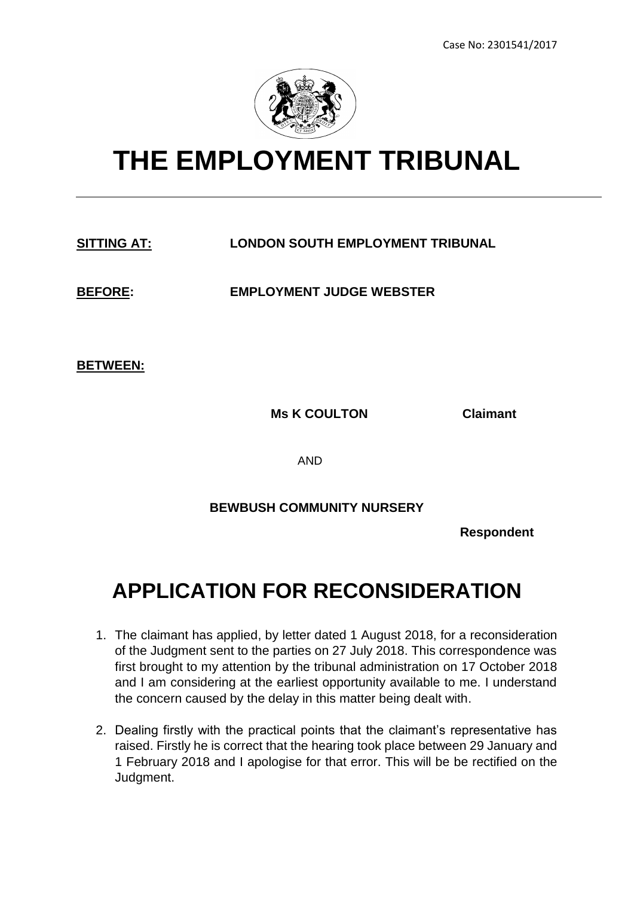Case No: 2301541/2017

# THE EMPLOYMENT TRIBUNAL

**SITTING AT:** **LONDON SOUTH EMPLOYMENT TRIBUNAL**

**BEFORE:** **EMPLOYMENT JUDGE WEBSTER**

**BETWEEN:**

**Ms K COULTON** **Claimant**

AND

**BEWBUSH COMMUNITY NURSERY**

**Respondent**

# APPLICATION FOR RECONSIDERATION

1. The claimant has applied, by letter dated 1 August 2018, for a reconsideration of the Judgment sent to the parties on 27 July 2018. This correspondence was first brought to my attention by the tribunal administration on 17 October 2018 and I am considering at the earliest opportunity available to me. I understand the concern caused by the delay in this matter being dealt with.

2. Dealing firstly with the practical points that the claimant's representative has raised. Firstly he is correct that the hearing took place between 29 January and 1 February 2018 and I apologise for that error. This will be be rectified on the Judgment.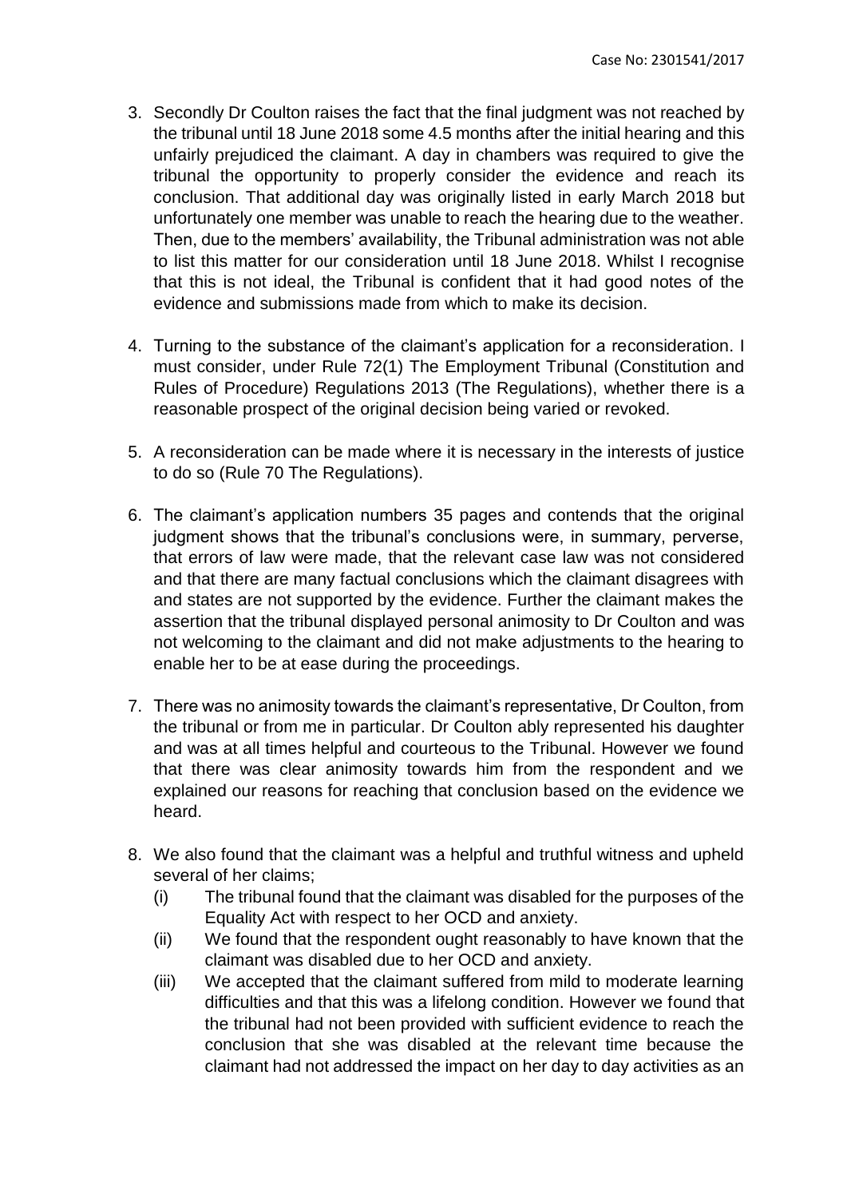3. Secondly Dr Coulton raises the fact that the final judgment was not reached by the tribunal until 18 June 2018 some 4.5 months after the initial hearing and this unfairly prejudiced the claimant. A day in chambers was required to give the tribunal the opportunity to properly consider the evidence and reach its conclusion. That additional day was originally listed in early March 2018 but unfortunately one member was unable to reach the hearing due to the weather. Then, due to the members' availability, the Tribunal administration was not able to list this matter for our consideration until 18 June 2018. Whilst I recognise that this is not ideal, the Tribunal is confident that it had good notes of the evidence and submissions made from which to make its decision.

4. Turning to the substance of the claimant's application for a reconsideration. I must consider, under Rule 72(1) The Employment Tribunal (Constitution and Rules of Procedure) Regulations 2013 (The Regulations), whether there is a reasonable prospect of the original decision being varied or revoked.

5. A reconsideration can be made where it is necessary in the interests of justice to do so (Rule 70 The Regulations).

6. The claimant's application numbers 35 pages and contends that the original judgment shows that the tribunal's conclusions were, in summary, perverse, that errors of law were made, that the relevant case law was not considered and that there are many factual conclusions which the claimant disagrees with and states are not supported by the evidence. Further the claimant makes the assertion that the tribunal displayed personal animosity to Dr Coulton and was not welcoming to the claimant and did not make adjustments to the hearing to enable her to be at ease during the proceedings.

7. There was no animosity towards the claimant's representative, Dr Coulton, from the tribunal or from me in particular. Dr Coulton ably represented his daughter and was at all times helpful and courteous to the Tribunal. However we found that there was clear animosity towards him from the respondent and we explained our reasons for reaching that conclusion based on the evidence we heard.

8. We also found that the claimant was a helpful and truthful witness and upheld several of her claims;
   (i) The tribunal found that the claimant was disabled for the purposes of the Equality Act with respect to her OCD and anxiety.
   (ii) We found that the respondent ought reasonably to have known that the claimant was disabled due to her OCD and anxiety.
   (iii) We accepted that the claimant suffered from mild to moderate learning difficulties and that this was a lifelong condition. However we found that the tribunal had not been provided with sufficient evidence to reach the conclusion that she was disabled at the relevant time because the claimant had not addressed the impact on her day to day activities as an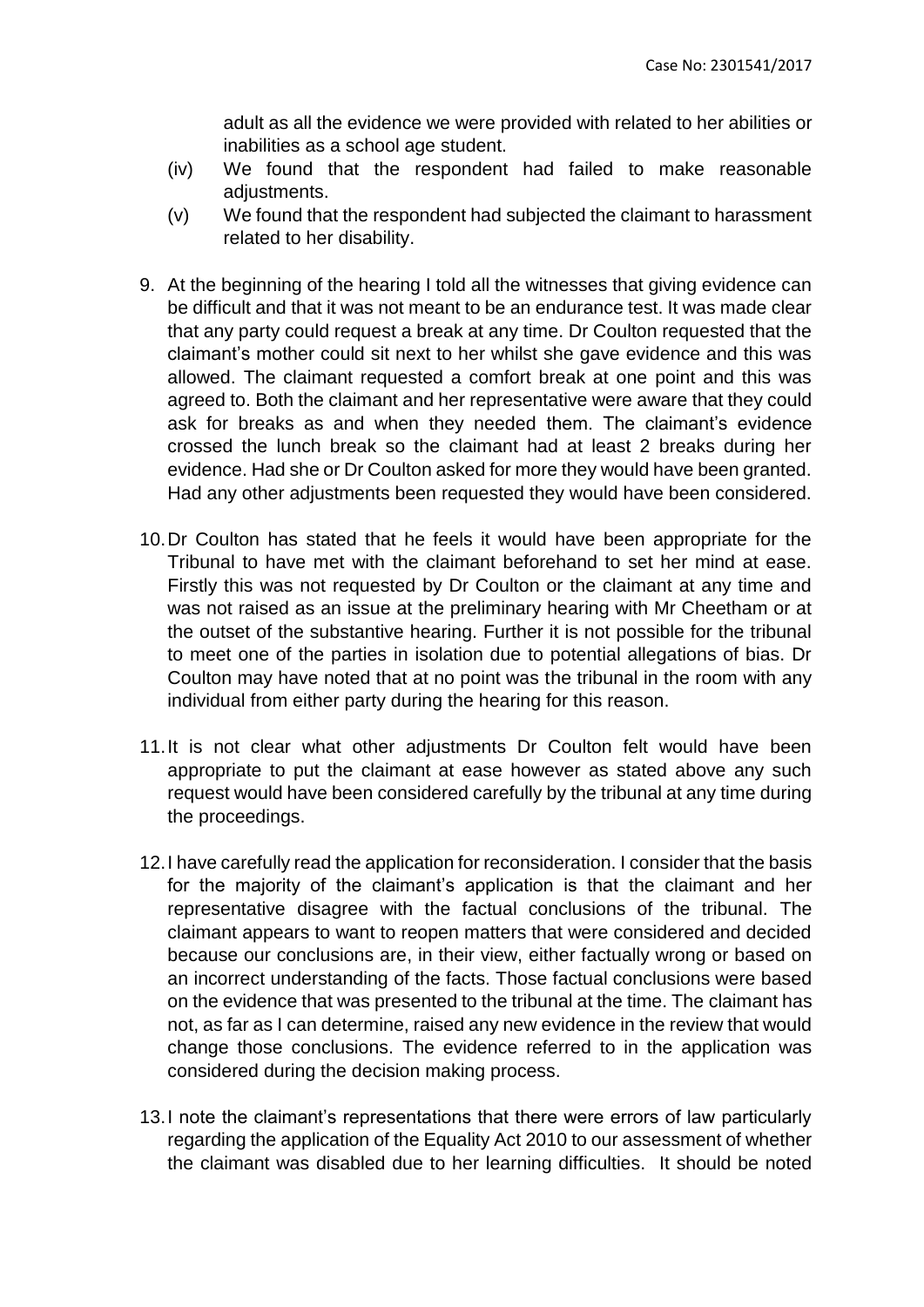adult as all the evidence we were provided with related to her abilities or inabilities as a school age student.

(iv) We found that the respondent had failed to make reasonable adjustments.

(v) We found that the respondent had subjected the claimant to harassment related to her disability.

9. At the beginning of the hearing I told all the witnesses that giving evidence can be difficult and that it was not meant to be an endurance test. It was made clear that any party could request a break at any time. Dr Coulton requested that the claimant's mother could sit next to her whilst she gave evidence and this was allowed. The claimant requested a comfort break at one point and this was agreed to. Both the claimant and her representative were aware that they could ask for breaks as and when they needed them. The claimant's evidence crossed the lunch break so the claimant had at least 2 breaks during her evidence. Had she or Dr Coulton asked for more they would have been granted. Had any other adjustments been requested they would have been considered.

10. Dr Coulton has stated that he feels it would have been appropriate for the Tribunal to have met with the claimant beforehand to set her mind at ease. Firstly this was not requested by Dr Coulton or the claimant at any time and was not raised as an issue at the preliminary hearing with Mr Cheetham or at the outset of the substantive hearing. Further it is not possible for the tribunal to meet one of the parties in isolation due to potential allegations of bias. Dr Coulton may have noted that at no point was the tribunal in the room with any individual from either party during the hearing for this reason.

11. It is not clear what other adjustments Dr Coulton felt would have been appropriate to put the claimant at ease however as stated above any such request would have been considered carefully by the tribunal at any time during the proceedings.

12. I have carefully read the application for reconsideration. I consider that the basis for the majority of the claimant's application is that the claimant and her representative disagree with the factual conclusions of the tribunal. The claimant appears to want to reopen matters that were considered and decided because our conclusions are, in their view, either factually wrong or based on an incorrect understanding of the facts. Those factual conclusions were based on the evidence that was presented to the tribunal at the time. The claimant has not, as far as I can determine, raised any new evidence in the review that would change those conclusions. The evidence referred to in the application was considered during the decision making process.

13. I note the claimant's representations that there were errors of law particularly regarding the application of the Equality Act 2010 to our assessment of whether the claimant was disabled due to her learning difficulties. It should be noted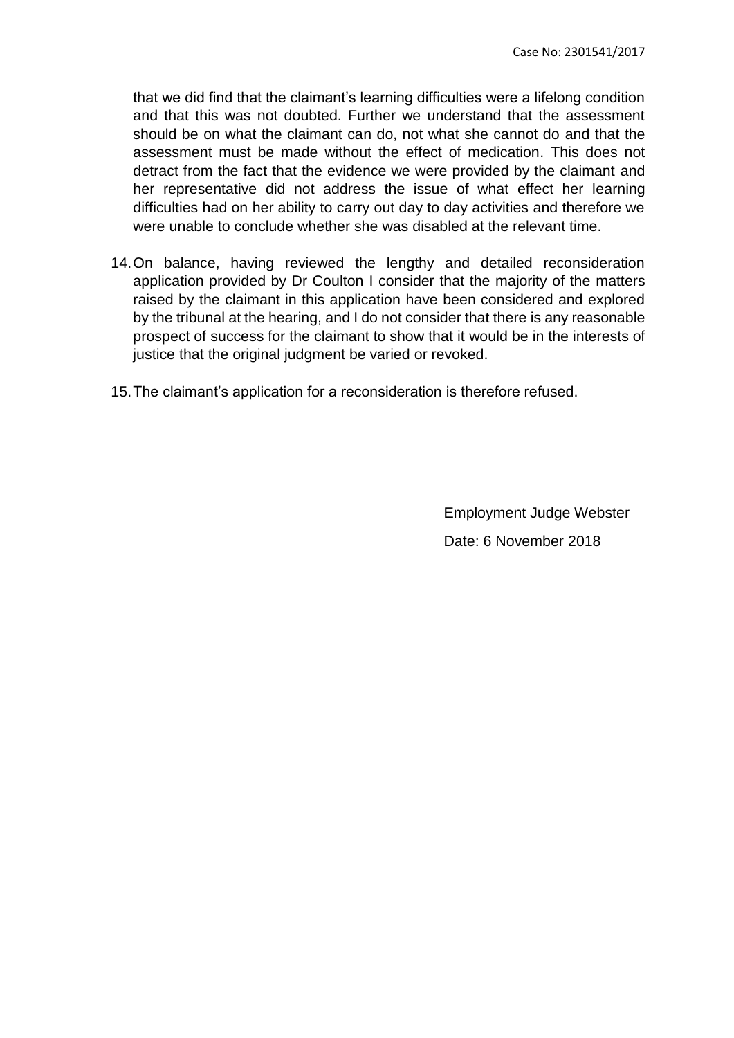that we did find that the claimant's learning difficulties were a lifelong condition and that this was not doubted. Further we understand that the assessment should be on what the claimant can do, not what she cannot do and that the assessment must be made without the effect of medication. This does not detract from the fact that the evidence we were provided by the claimant and her representative did not address the issue of what effect her learning difficulties had on her ability to carry out day to day activities and therefore we were unable to conclude whether she was disabled at the relevant time.

14. On balance, having reviewed the lengthy and detailed reconsideration application provided by Dr Coulton I consider that the majority of the matters raised by the claimant in this application have been considered and explored by the tribunal at the hearing, and I do not consider that there is any reasonable prospect of success for the claimant to show that it would be in the interests of justice that the original judgment be varied or revoked.

15. The claimant's application for a reconsideration is therefore refused.

Employment Judge Webster

Date: 6 November 2018